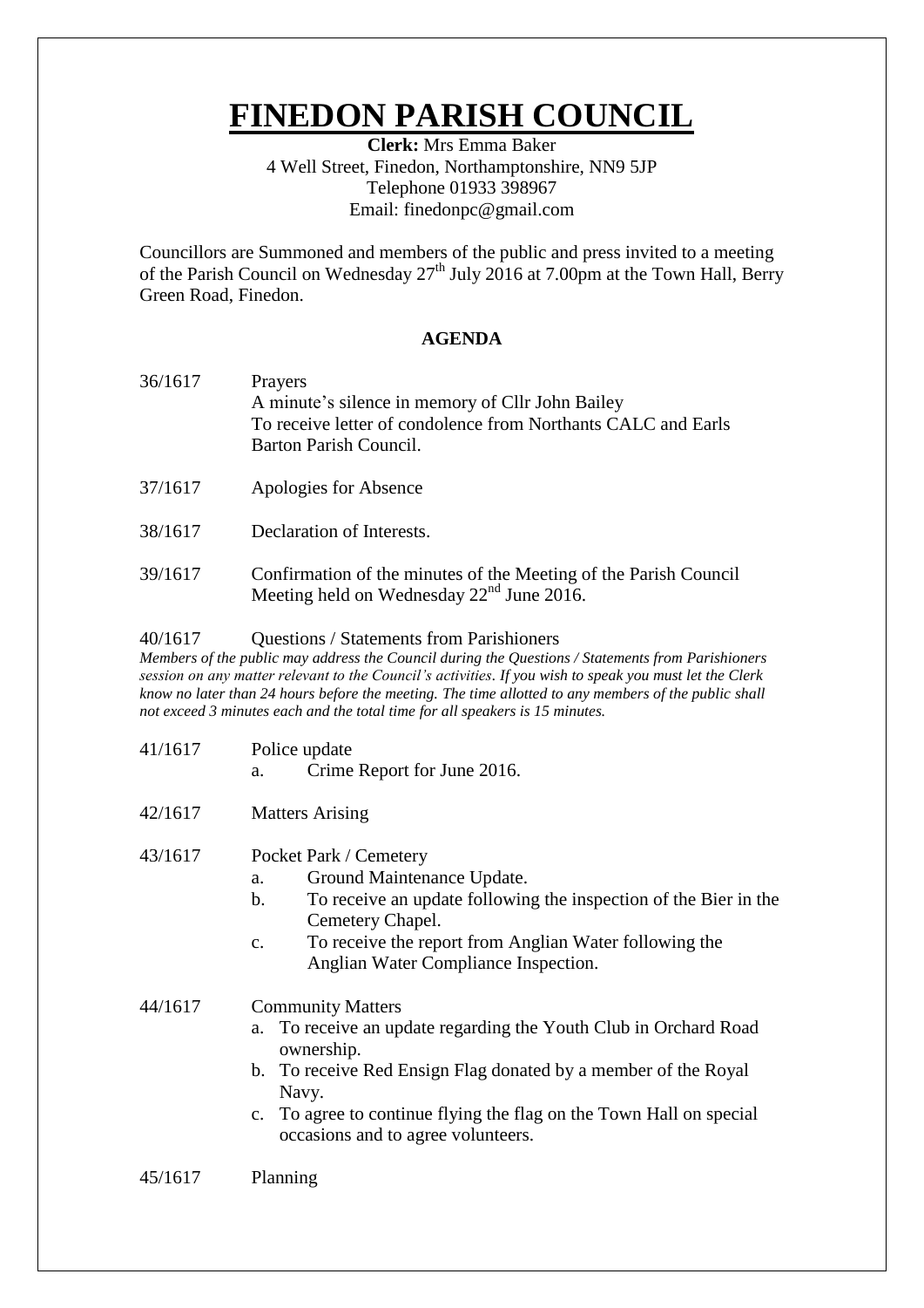# FINEDON PARISH COUNCIL

**Clerk:** Mrs Emma Baker
4 Well Street, Finedon, Northamptonshire, NN9 5JP
Telephone 01933 398967
Email: finedonpc@gmail.com

Councillors are Summoned and members of the public and press invited to a meeting of the Parish Council on Wednesday 27th July 2016 at 7.00pm at the Town Hall, Berry Green Road, Finedon.

**AGENDA**

36/1617 Prayers
A minute's silence in memory of Cllr John Bailey
To receive letter of condolence from Northants CALC and Earls Barton Parish Council.

37/1617 Apologies for Absence

38/1617 Declaration of Interests.

39/1617 Confirmation of the minutes of the Meeting of the Parish Council Meeting held on Wednesday 22nd June 2016.

40/1617 Questions / Statements from Parishioners
*Members of the public may address the Council during the Questions / Statements from Parishioners session on any matter relevant to the Council's activities. If you wish to speak you must let the Clerk know no later than 24 hours before the meeting. The time allotted to any members of the public shall not exceed 3 minutes each and the total time for all speakers is 15 minutes.*

41/1617 Police update
a. Crime Report for June 2016.

42/1617 Matters Arising

43/1617 Pocket Park / Cemetery
a. Ground Maintenance Update.
b. To receive an update following the inspection of the Bier in the Cemetery Chapel.
c. To receive the report from Anglian Water following the Anglian Water Compliance Inspection.

44/1617 Community Matters
a. To receive an update regarding the Youth Club in Orchard Road ownership.
b. To receive Red Ensign Flag donated by a member of the Royal Navy.
c. To agree to continue flying the flag on the Town Hall on special occasions and to agree volunteers.

45/1617 Planning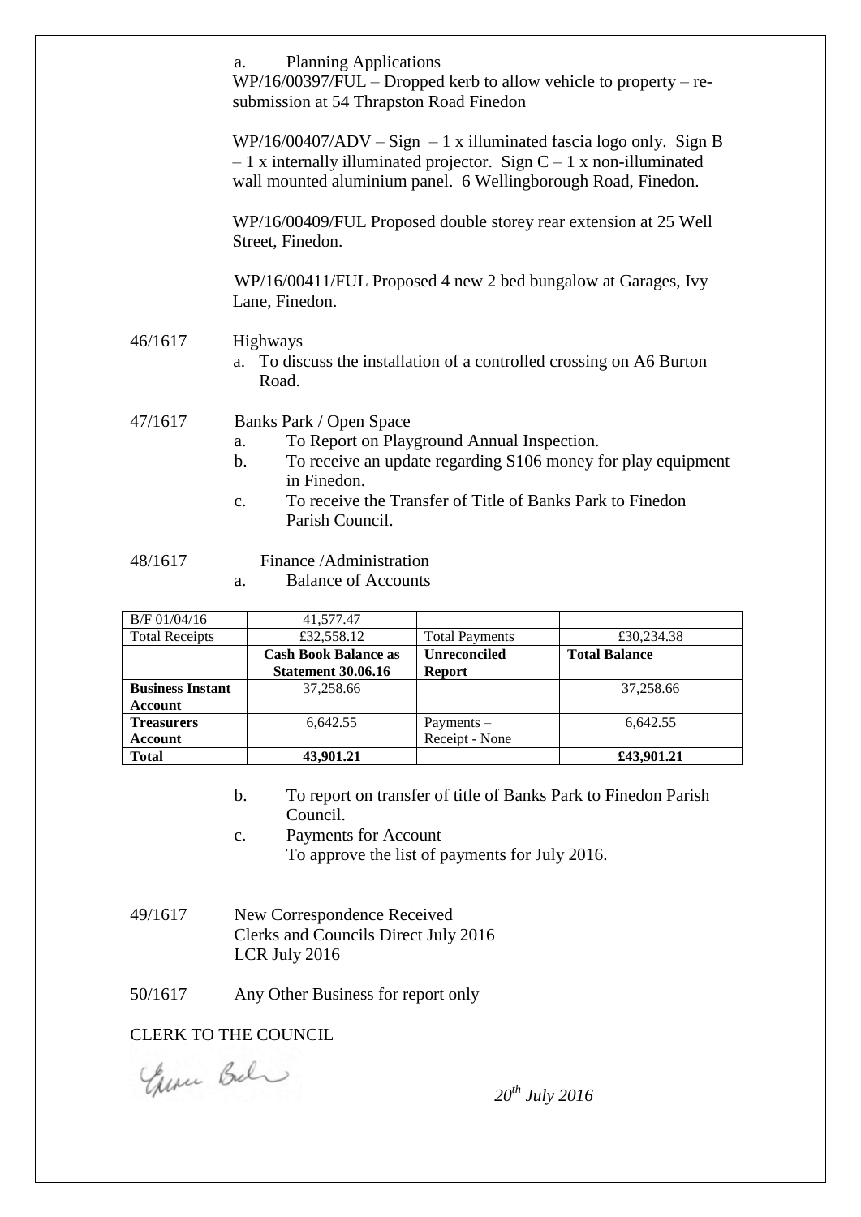a. Planning Applications

WP/16/00397/FUL – Dropped kerb to allow vehicle to property – re-submission at 54 Thrapston Road Finedon

WP/16/00407/ADV – Sign – 1 x illuminated fascia logo only. Sign B – 1 x internally illuminated projector. Sign C – 1 x non-illuminated wall mounted aluminium panel. 6 Wellingborough Road, Finedon.

WP/16/00409/FUL Proposed double storey rear extension at 25 Well Street, Finedon.

WP/16/00411/FUL Proposed 4 new 2 bed bungalow at Garages, Ivy Lane, Finedon.

46/1617 Highways

a. To discuss the installation of a controlled crossing on A6 Burton Road.

47/1617 Banks Park / Open Space

a. To Report on Playground Annual Inspection.
b. To receive an update regarding S106 money for play equipment in Finedon.
c. To receive the Transfer of Title of Banks Park to Finedon Parish Council.

48/1617 Finance /Administration

a. Balance of Accounts

| | | | |
|---|---|---|---|
| B/F 01/04/16 | 41,577.47 | | |
| Total Receipts | £32,558.12 | Total Payments | £30,234.38 |
| | **Cash Book Balance as Statement 30.06.16** | **Unreconciled Report** | **Total Balance** |
| **Business Instant Account** | 37,258.66 | | 37,258.66 |
| **Treasurers Account** | 6,642.55 | Payments – Receipt - None | 6,642.55 |
| **Total** | **43,901.21** | | **£43,901.21** |

b. To report on transfer of title of Banks Park to Finedon Parish Council.

c. Payments for Account

To approve the list of payments for July 2016.

49/1617 New Correspondence Received

Clerks and Councils Direct July 2016

LCR July 2016

50/1617 Any Other Business for report only

CLERK TO THE COUNCIL

*20th July 2016*